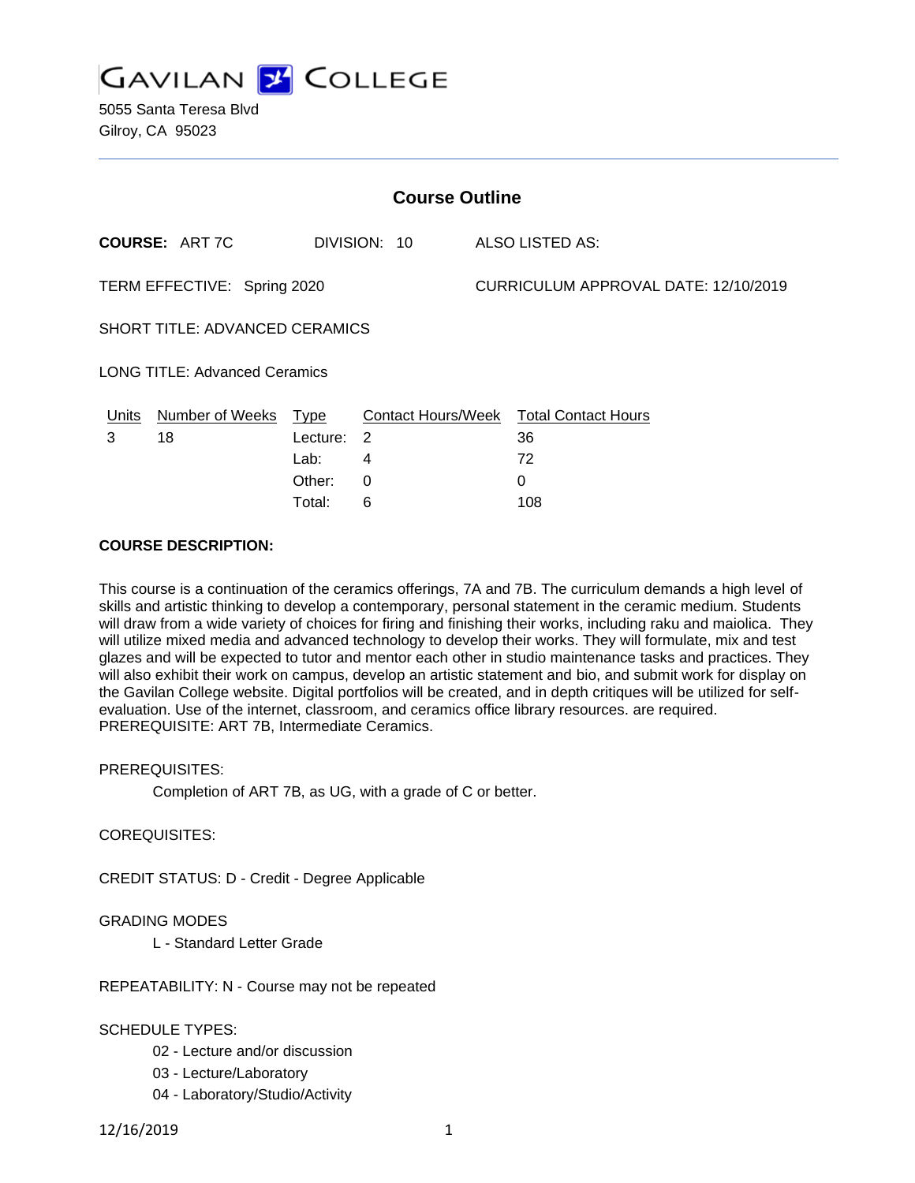# GAVILAN COLLEGE

5055 Santa Teresa Blvd
Gilroy, CA 95023

## Course Outline

**COURSE:** ART 7C DIVISION: 10 ALSO LISTED AS:

TERM EFFECTIVE: Spring 2020 CURRICULUM APPROVAL DATE: 12/10/2019

SHORT TITLE: ADVANCED CERAMICS

LONG TITLE: Advanced Ceramics

| Units | Number of Weeks | Type | Contact Hours/Week | Total Contact Hours |
|---|---|---|---|---|
| 3 | 18 | Lecture: | 2 | 36 |
| | | Lab: | 4 | 72 |
| | | Other: | 0 | 0 |
| | | Total: | 6 | 108 |

**COURSE DESCRIPTION:**

This course is a continuation of the ceramics offerings, 7A and 7B. The curriculum demands a high level of skills and artistic thinking to develop a contemporary, personal statement in the ceramic medium. Students will draw from a wide variety of choices for firing and finishing their works, including raku and maiolica. They will utilize mixed media and advanced technology to develop their works. They will formulate, mix and test glazes and will be expected to tutor and mentor each other in studio maintenance tasks and practices. They will also exhibit their work on campus, develop an artistic statement and bio, and submit work for display on the Gavilan College website. Digital portfolios will be created, and in depth critiques will be utilized for self-evaluation. Use of the internet, classroom, and ceramics office library resources. are required. PREREQUISITE: ART 7B, Intermediate Ceramics.

PREREQUISITES:

Completion of ART 7B, as UG, with a grade of C or better.

COREQUISITES:

CREDIT STATUS: D - Credit - Degree Applicable

GRADING MODES

L - Standard Letter Grade

REPEATABILITY: N - Course may not be repeated

SCHEDULE TYPES:

02 - Lecture and/or discussion

03 - Lecture/Laboratory

04 - Laboratory/Studio/Activity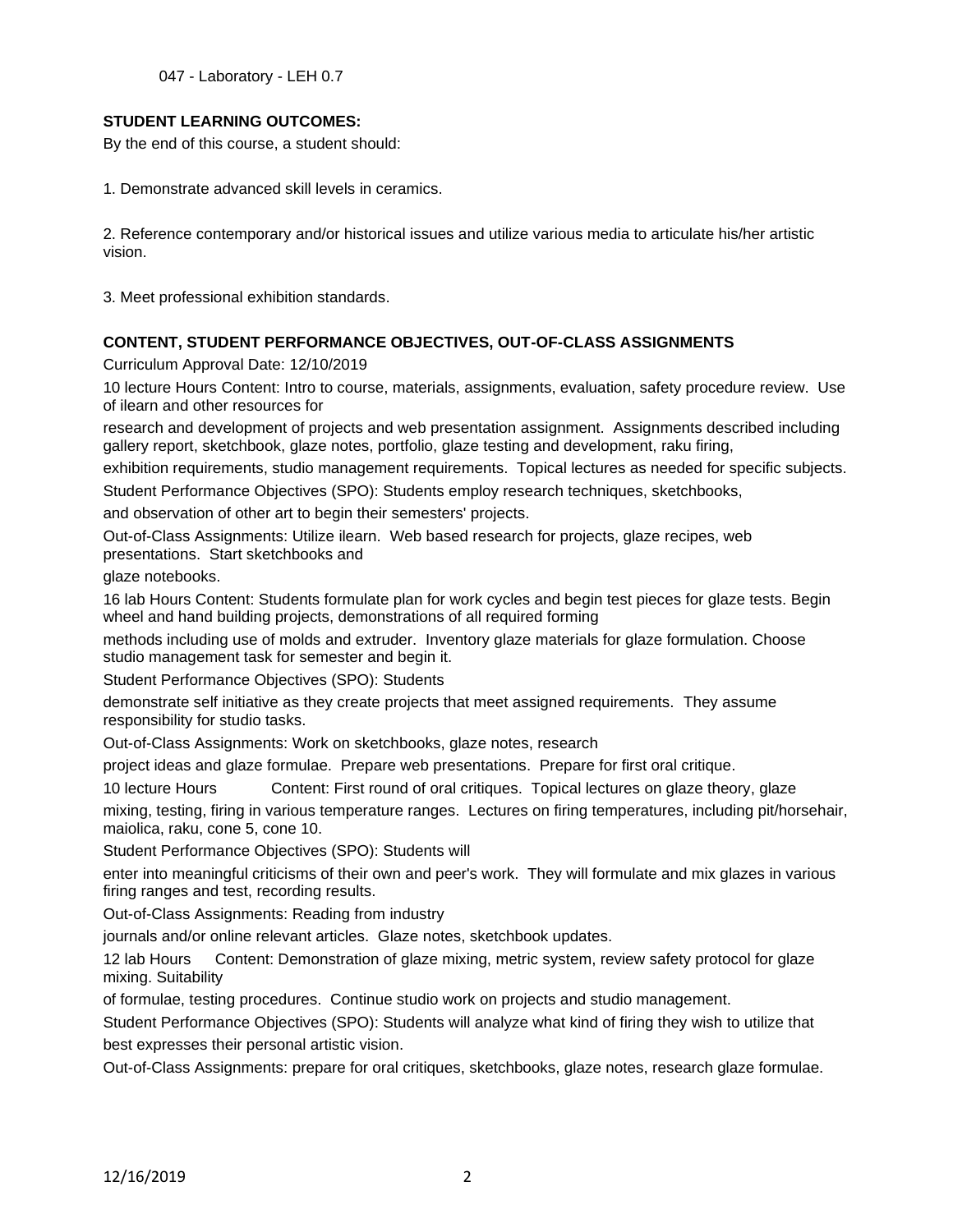047 - Laboratory - LEH 0.7

**STUDENT LEARNING OUTCOMES:**

By the end of this course, a student should:

1. Demonstrate advanced skill levels in ceramics.

2. Reference contemporary and/or historical issues and utilize various media to articulate his/her artistic vision.

3. Meet professional exhibition standards.

**CONTENT, STUDENT PERFORMANCE OBJECTIVES, OUT-OF-CLASS ASSIGNMENTS**

Curriculum Approval Date: 12/10/2019

10 lecture Hours Content: Intro to course, materials, assignments, evaluation, safety procedure review. Use of ilearn and other resources for research and development of projects and web presentation assignment. Assignments described including gallery report, sketchbook, glaze notes, portfolio, glaze testing and development, raku firing, exhibition requirements, studio management requirements. Topical lectures as needed for specific subjects.

Student Performance Objectives (SPO): Students employ research techniques, sketchbooks, and observation of other art to begin their semesters' projects.

Out-of-Class Assignments: Utilize ilearn. Web based research for projects, glaze recipes, web presentations. Start sketchbooks and glaze notebooks.

16 lab Hours Content: Students formulate plan for work cycles and begin test pieces for glaze tests. Begin wheel and hand building projects, demonstrations of all required forming methods including use of molds and extruder. Inventory glaze materials for glaze formulation. Choose studio management task for semester and begin it.

Student Performance Objectives (SPO): Students demonstrate self initiative as they create projects that meet assigned requirements. They assume responsibility for studio tasks.

Out-of-Class Assignments: Work on sketchbooks, glaze notes, research project ideas and glaze formulae. Prepare web presentations. Prepare for first oral critique.

10 lecture Hours Content: First round of oral critiques. Topical lectures on glaze theory, glaze mixing, testing, firing in various temperature ranges. Lectures on firing temperatures, including pit/horsehair, maiolica, raku, cone 5, cone 10.

Student Performance Objectives (SPO): Students will enter into meaningful criticisms of their own and peer's work. They will formulate and mix glazes in various firing ranges and test, recording results.

Out-of-Class Assignments: Reading from industry journals and/or online relevant articles. Glaze notes, sketchbook updates.

12 lab Hours Content: Demonstration of glaze mixing, metric system, review safety protocol for glaze mixing. Suitability of formulae, testing procedures. Continue studio work on projects and studio management.

Student Performance Objectives (SPO): Students will analyze what kind of firing they wish to utilize that best expresses their personal artistic vision.

Out-of-Class Assignments: prepare for oral critiques, sketchbooks, glaze notes, research glaze formulae.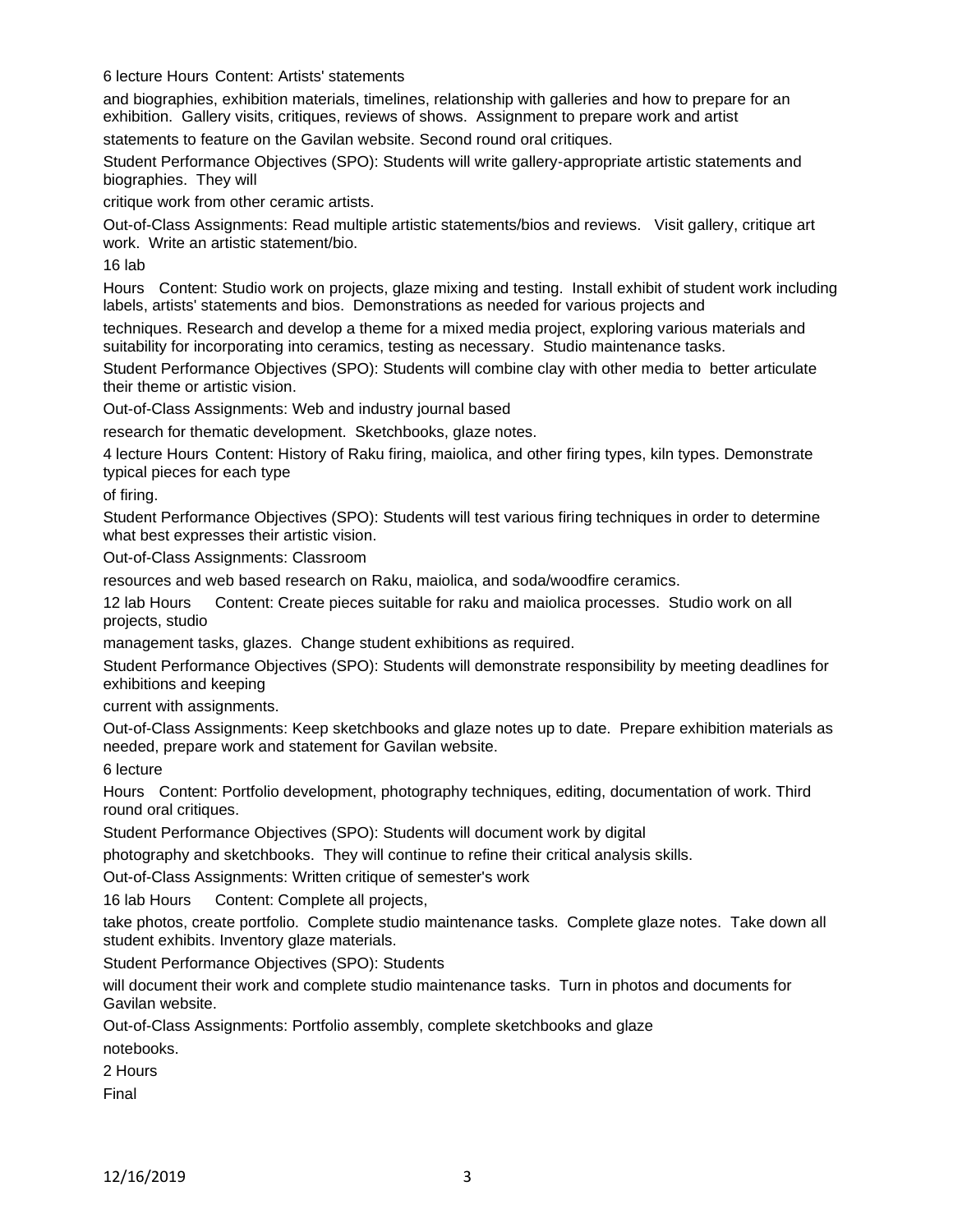6 lecture Hours Content: Artists' statements and biographies, exhibition materials, timelines, relationship with galleries and how to prepare for an exhibition. Gallery visits, critiques, reviews of shows. Assignment to prepare work and artist statements to feature on the Gavilan website. Second round oral critiques.

Student Performance Objectives (SPO): Students will write gallery-appropriate artistic statements and biographies. They will critique work from other ceramic artists.

Out-of-Class Assignments: Read multiple artistic statements/bios and reviews. Visit gallery, critique art work. Write an artistic statement/bio.

16 lab Hours Content: Studio work on projects, glaze mixing and testing. Install exhibit of student work including labels, artists' statements and bios. Demonstrations as needed for various projects and techniques. Research and develop a theme for a mixed media project, exploring various materials and suitability for incorporating into ceramics, testing as necessary. Studio maintenance tasks.

Student Performance Objectives (SPO): Students will combine clay with other media to better articulate their theme or artistic vision.

Out-of-Class Assignments: Web and industry journal based research for thematic development. Sketchbooks, glaze notes.

4 lecture Hours Content: History of Raku firing, maiolica, and other firing types, kiln types. Demonstrate typical pieces for each type of firing.

Student Performance Objectives (SPO): Students will test various firing techniques in order to determine what best expresses their artistic vision.

Out-of-Class Assignments: Classroom resources and web based research on Raku, maiolica, and soda/woodfire ceramics.

12 lab Hours Content: Create pieces suitable for raku and maiolica processes. Studio work on all projects, studio management tasks, glazes. Change student exhibitions as required.

Student Performance Objectives (SPO): Students will demonstrate responsibility by meeting deadlines for exhibitions and keeping current with assignments.

Out-of-Class Assignments: Keep sketchbooks and glaze notes up to date. Prepare exhibition materials as needed, prepare work and statement for Gavilan website.

6 lecture Hours Content: Portfolio development, photography techniques, editing, documentation of work. Third round oral critiques.

Student Performance Objectives (SPO): Students will document work by digital photography and sketchbooks. They will continue to refine their critical analysis skills.

Out-of-Class Assignments: Written critique of semester's work

16 lab Hours Content: Complete all projects, take photos, create portfolio. Complete studio maintenance tasks. Complete glaze notes. Take down all student exhibits. Inventory glaze materials.

Student Performance Objectives (SPO): Students will document their work and complete studio maintenance tasks. Turn in photos and documents for Gavilan website.

Out-of-Class Assignments: Portfolio assembly, complete sketchbooks and glaze notebooks.

2 Hours

Final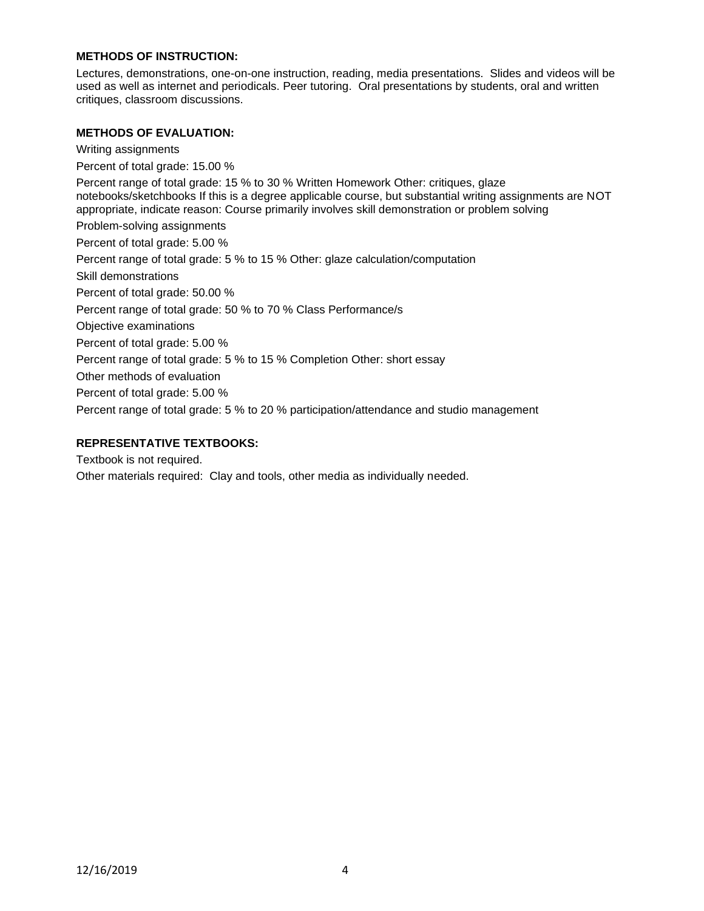**METHODS OF INSTRUCTION:**

Lectures, demonstrations, one-on-one instruction, reading, media presentations. Slides and videos will be used as well as internet and periodicals. Peer tutoring. Oral presentations by students, oral and written critiques, classroom discussions.

**METHODS OF EVALUATION:**

Writing assignments

Percent of total grade: 15.00 %

Percent range of total grade: 15 % to 30 % Written Homework Other: critiques, glaze notebooks/sketchbooks If this is a degree applicable course, but substantial writing assignments are NOT appropriate, indicate reason: Course primarily involves skill demonstration or problem solving

Problem-solving assignments

Percent of total grade: 5.00 %

Percent range of total grade: 5 % to 15 % Other: glaze calculation/computation

Skill demonstrations

Percent of total grade: 50.00 %

Percent range of total grade: 50 % to 70 % Class Performance/s

Objective examinations

Percent of total grade: 5.00 %

Percent range of total grade: 5 % to 15 % Completion Other: short essay

Other methods of evaluation

Percent of total grade: 5.00 %

Percent range of total grade: 5 % to 20 % participation/attendance and studio management

**REPRESENTATIVE TEXTBOOKS:**

Textbook is not required.

Other materials required: Clay and tools, other media as individually needed.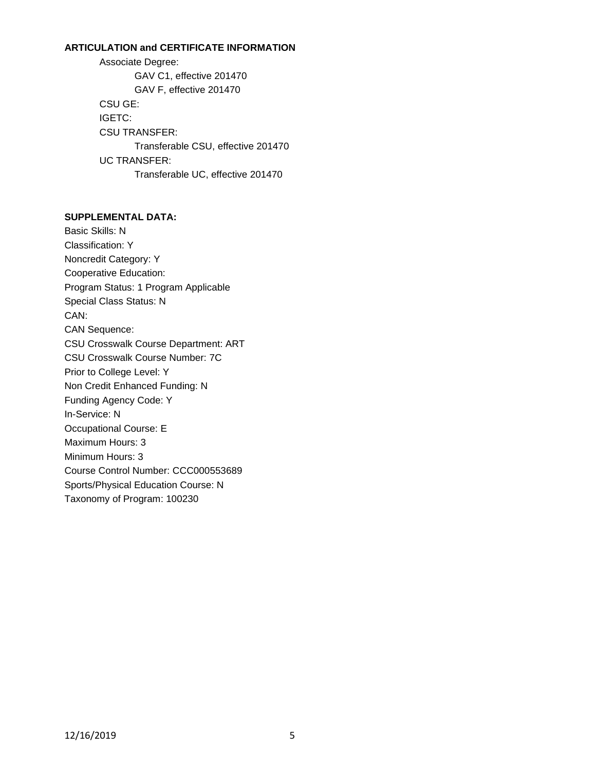**ARTICULATION and CERTIFICATE INFORMATION**

Associate Degree:

GAV C1, effective 201470

GAV F, effective 201470

CSU GE:

IGETC:

CSU TRANSFER:

Transferable CSU, effective 201470

UC TRANSFER:

Transferable UC, effective 201470

**SUPPLEMENTAL DATA:**

Basic Skills: N
Classification: Y
Noncredit Category: Y
Cooperative Education:
Program Status: 1 Program Applicable
Special Class Status: N
CAN:
CAN Sequence:
CSU Crosswalk Course Department: ART
CSU Crosswalk Course Number: 7C
Prior to College Level: Y
Non Credit Enhanced Funding: N
Funding Agency Code: Y
In-Service: N
Occupational Course: E
Maximum Hours: 3
Minimum Hours: 3
Course Control Number: CCC000553689
Sports/Physical Education Course: N
Taxonomy of Program: 100230